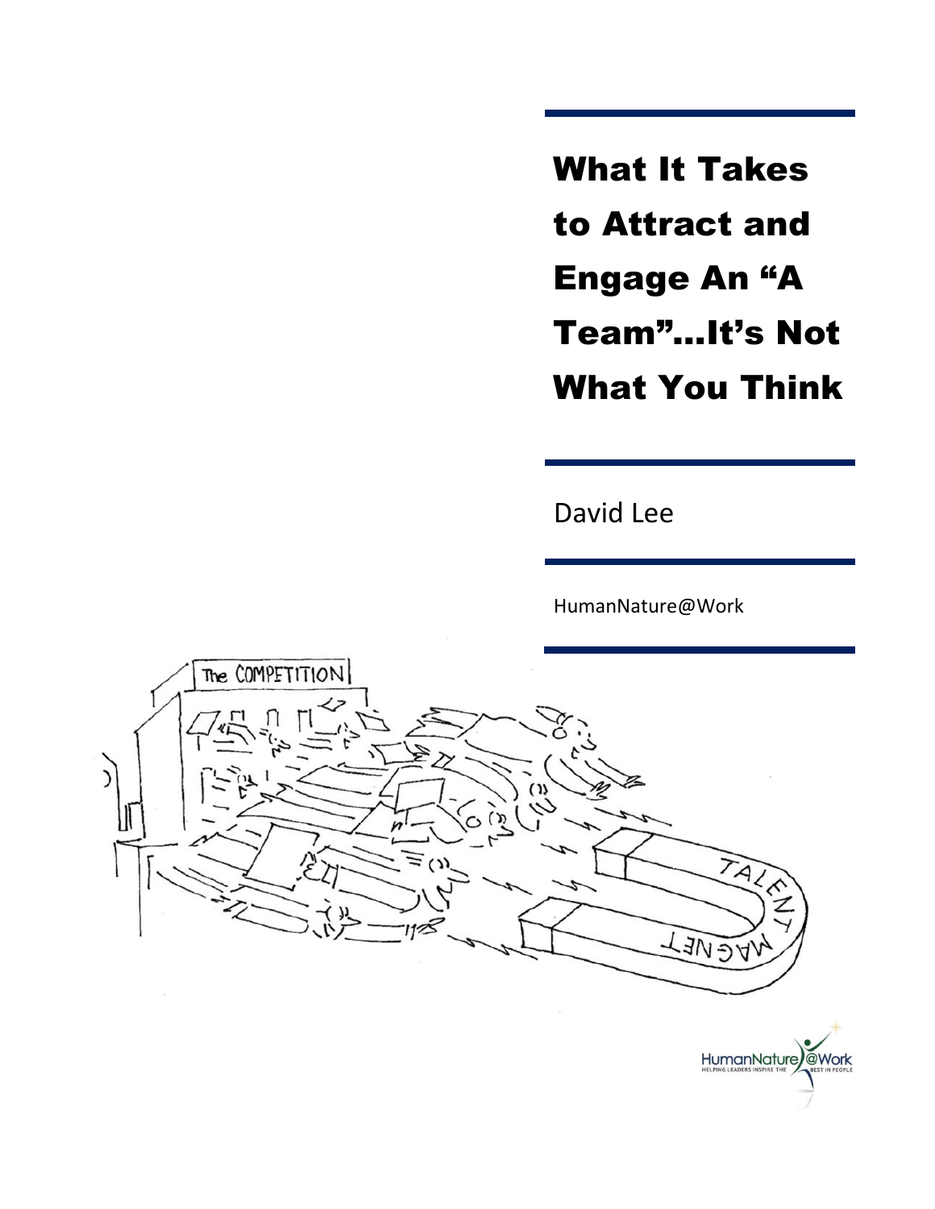# What It Takes to Attract and Engage An "A Team"...It's Not What You Think

David Lee

HumanNature@Work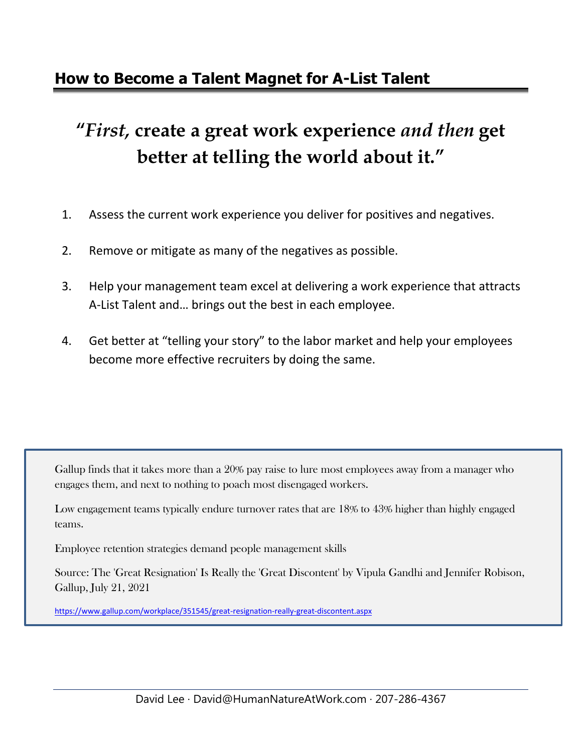## How to Become a Talent Magnet for A-List Talent

**"*First,* create a great work experience *and then* get better at telling the world about it."**

1. Assess the current work experience you deliver for positives and negatives.

2. Remove or mitigate as many of the negatives as possible.

3. Help your management team excel at delivering a work experience that attracts A-List Talent and… brings out the best in each employee.

4. Get better at "telling your story" to the labor market and help your employees become more effective recruiters by doing the same.

> Gallup finds that it takes more than a 20% pay raise to lure most employees away from a manager who engages them, and next to nothing to poach most disengaged workers.
>
> Low engagement teams typically endure turnover rates that are 18% to 43% higher than highly engaged teams.
>
> Employee retention strategies demand people management skills
>
> Source: The 'Great Resignation' Is Really the 'Great Discontent' by Vipula Gandhi and Jennifer Robison, Gallup, July 21, 2021
>
> https://www.gallup.com/workplace/351545/great-resignation-really-great-discontent.aspx

David Lee · David@HumanNatureAtWork.com · 207-286-4367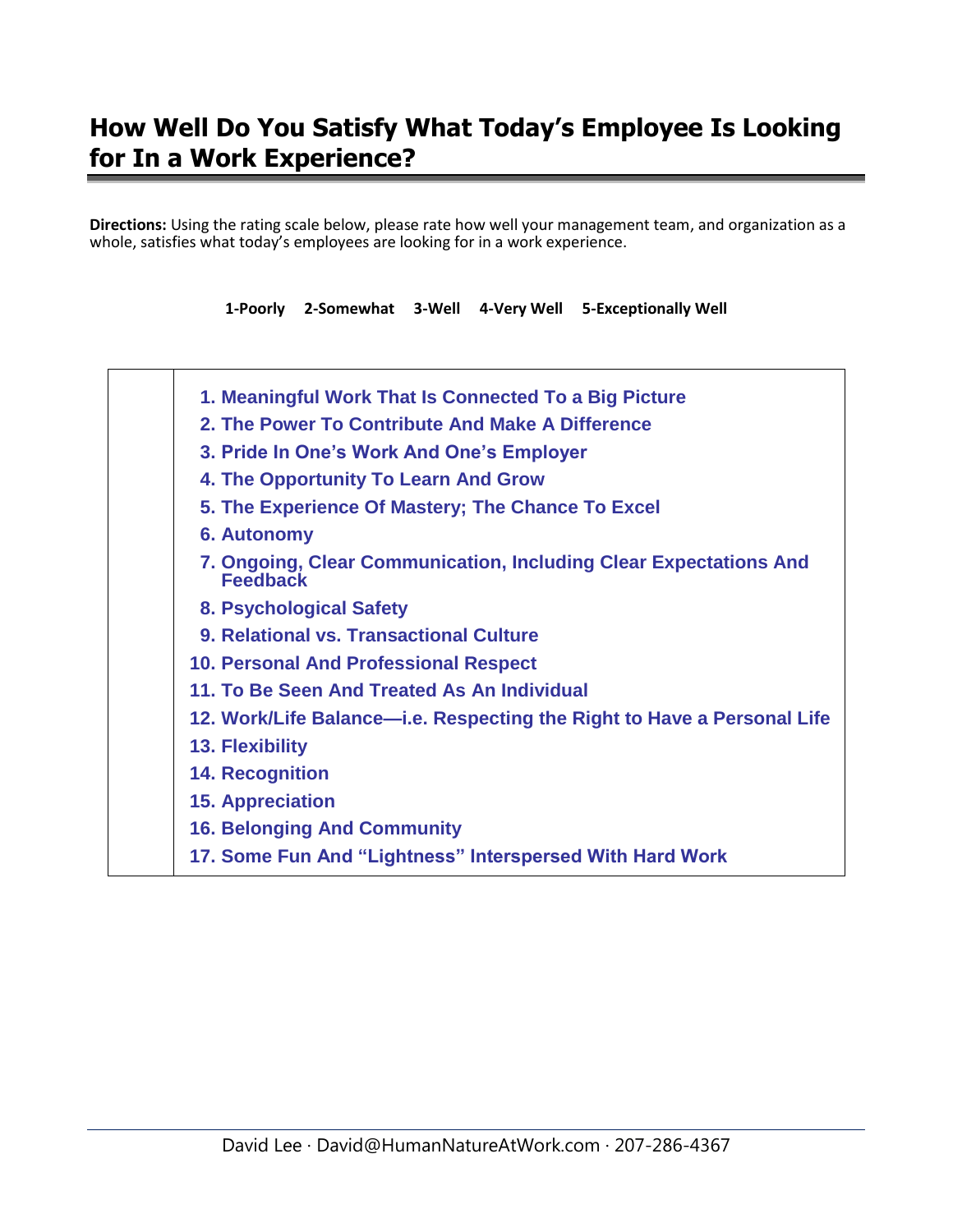# How Well Do You Satisfy What Today's Employee Is Looking for In a Work Experience?

**Directions:** Using the rating scale below, please rate how well your management team, and organization as a whole, satisfies what today's employees are looking for in a work experience.

**1-Poorly  2-Somewhat  3-Well  4-Very Well  5-Exceptionally Well**

| | |
|---|---|
| | **1. Meaningful Work That Is Connected To a Big Picture** |
| | **2. The Power To Contribute And Make A Difference** |
| | **3. Pride In One's Work And One's Employer** |
| | **4. The Opportunity To Learn And Grow** |
| | **5. The Experience Of Mastery; The Chance To Excel** |
| | **6. Autonomy** |
| | **7. Ongoing, Clear Communication, Including Clear Expectations And Feedback** |
| | **8. Psychological Safety** |
| | **9. Relational vs. Transactional Culture** |
| | **10. Personal And Professional Respect** |
| | **11. To Be Seen And Treated As An Individual** |
| | **12. Work/Life Balance—i.e. Respecting the Right to Have a Personal Life** |
| | **13. Flexibility** |
| | **14. Recognition** |
| | **15. Appreciation** |
| | **16. Belonging And Community** |
| | **17. Some Fun And "Lightness" Interspersed With Hard Work** |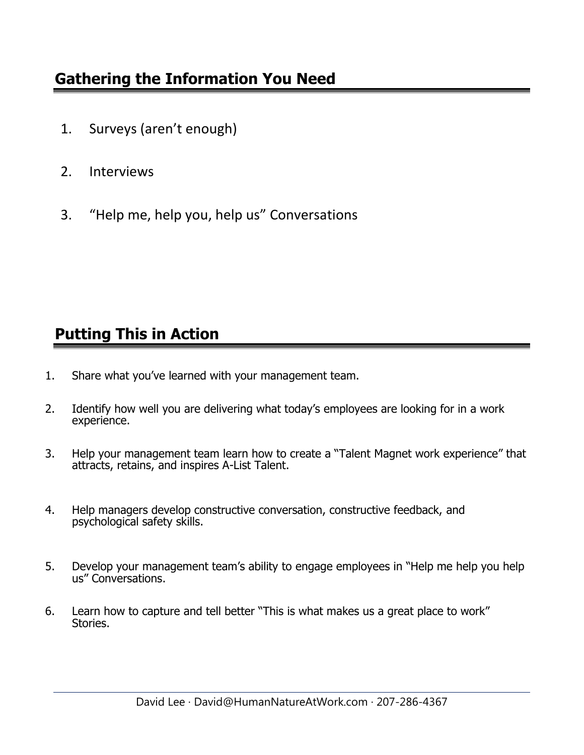## Gathering the Information You Need

1. Surveys (aren't enough)

2. Interviews

3. "Help me, help you, help us" Conversations

## Putting This in Action

1. Share what you've learned with your management team.

2. Identify how well you are delivering what today's employees are looking for in a work experience.

3. Help your management team learn how to create a "Talent Magnet work experience" that attracts, retains, and inspires A-List Talent.

4. Help managers develop constructive conversation, constructive feedback, and psychological safety skills.

5. Develop your management team's ability to engage employees in "Help me help you help us" Conversations.

6. Learn how to capture and tell better "This is what makes us a great place to work" Stories.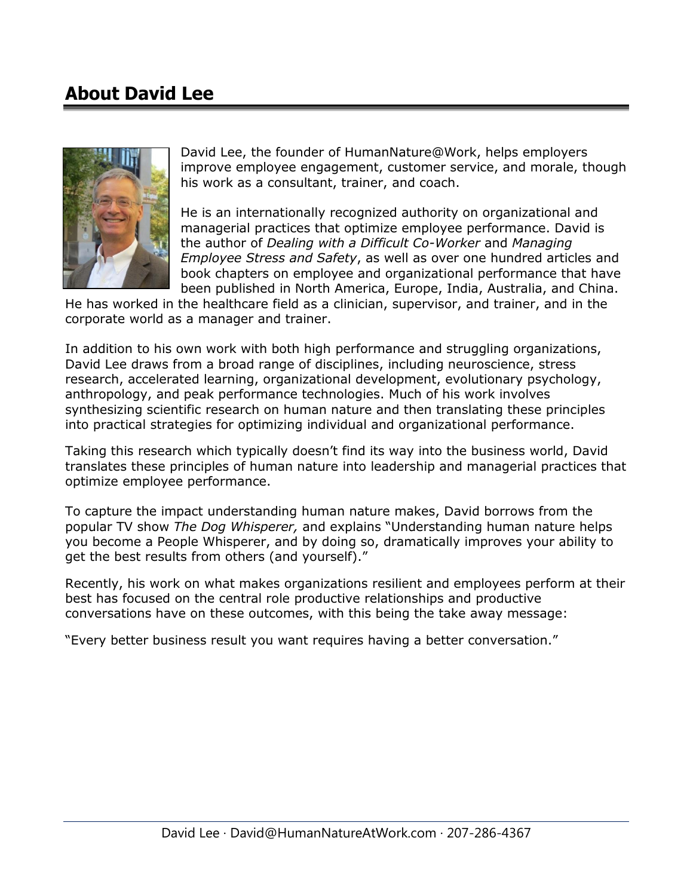## About David Lee

David Lee, the founder of HumanNature@Work, helps employers improve employee engagement, customer service, and morale, though his work as a consultant, trainer, and coach.

He is an internationally recognized authority on organizational and managerial practices that optimize employee performance. David is the author of *Dealing with a Difficult Co-Worker* and *Managing Employee Stress and Safety*, as well as over one hundred articles and book chapters on employee and organizational performance that have been published in North America, Europe, India, Australia, and China. He has worked in the healthcare field as a clinician, supervisor, and trainer, and in the corporate world as a manager and trainer.

In addition to his own work with both high performance and struggling organizations, David Lee draws from a broad range of disciplines, including neuroscience, stress research, accelerated learning, organizational development, evolutionary psychology, anthropology, and peak performance technologies. Much of his work involves synthesizing scientific research on human nature and then translating these principles into practical strategies for optimizing individual and organizational performance.

Taking this research which typically doesn't find its way into the business world, David translates these principles of human nature into leadership and managerial practices that optimize employee performance.

To capture the impact understanding human nature makes, David borrows from the popular TV show *The Dog Whisperer,* and explains "Understanding human nature helps you become a People Whisperer, and by doing so, dramatically improves your ability to get the best results from others (and yourself)."

Recently, his work on what makes organizations resilient and employees perform at their best has focused on the central role productive relationships and productive conversations have on these outcomes, with this being the take away message:

"Every better business result you want requires having a better conversation."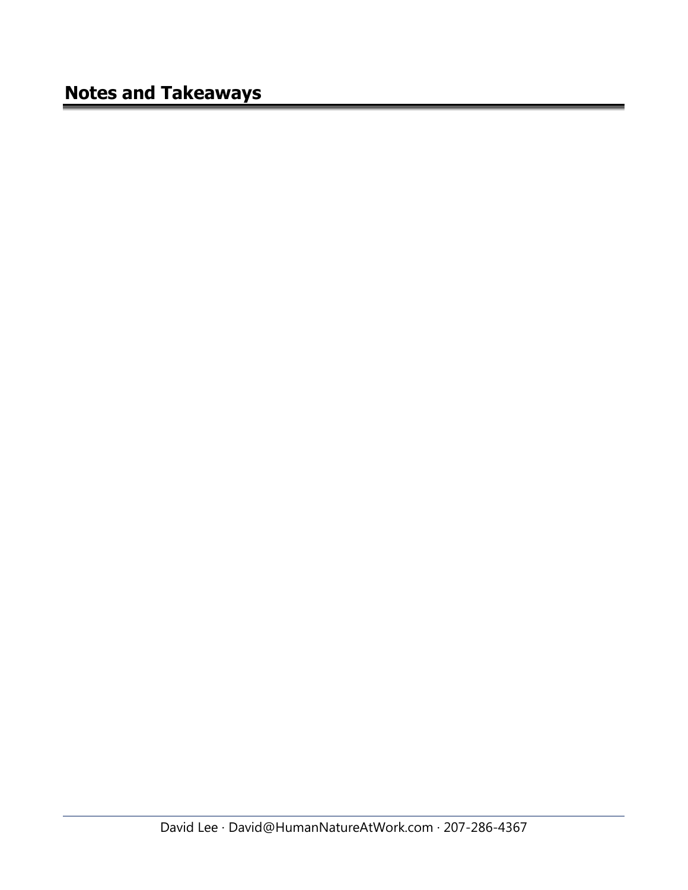## Notes and Takeaways